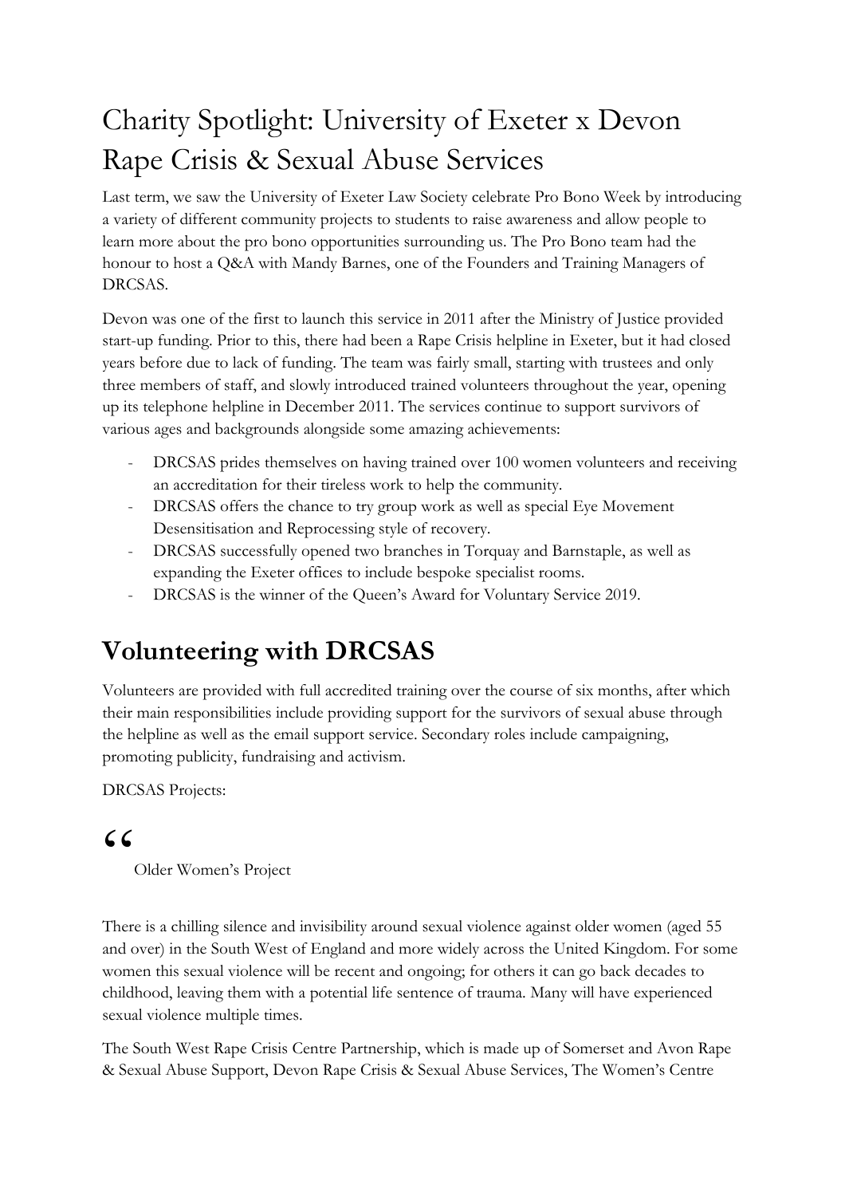# Charity Spotlight: University of Exeter x Devon Rape Crisis & Sexual Abuse Services

Last term, we saw the University of Exeter Law Society celebrate Pro Bono Week by introducing a variety of different community projects to students to raise awareness and allow people to learn more about the pro bono opportunities surrounding us. The Pro Bono team had the honour to host a Q&A with Mandy Barnes, one of the Founders and Training Managers of DRCSAS.

Devon was one of the first to launch this service in 2011 after the Ministry of Justice provided start-up funding. Prior to this, there had been a Rape Crisis helpline in Exeter, but it had closed years before due to lack of funding. The team was fairly small, starting with trustees and only three members of staff, and slowly introduced trained volunteers throughout the year, opening up its telephone helpline in December 2011. The services continue to support survivors of various ages and backgrounds alongside some amazing achievements:

- DRCSAS prides themselves on having trained over 100 women volunteers and receiving an accreditation for their tireless work to help the community.
- DRCSAS offers the chance to try group work as well as special Eye Movement Desensitisation and Reprocessing style of recovery.
- DRCSAS successfully opened two branches in Torquay and Barnstaple, as well as expanding the Exeter offices to include bespoke specialist rooms.
- DRCSAS is the winner of the Queen's Award for Voluntary Service 2019.

## Volunteering with DRCSAS

Volunteers are provided with full accredited training over the course of six months, after which their main responsibilities include providing support for the survivors of sexual abuse through the helpline as well as the email support service. Secondary roles include campaigning, promoting publicity, fundraising and activism.

DRCSAS Projects:

> Older Women's Project

There is a chilling silence and invisibility around sexual violence against older women (aged 55 and over) in the South West of England and more widely across the United Kingdom. For some women this sexual violence will be recent and ongoing; for others it can go back decades to childhood, leaving them with a potential life sentence of trauma. Many will have experienced sexual violence multiple times.

The South West Rape Crisis Centre Partnership, which is made up of Somerset and Avon Rape & Sexual Abuse Support, Devon Rape Crisis & Sexual Abuse Services, The Women's Centre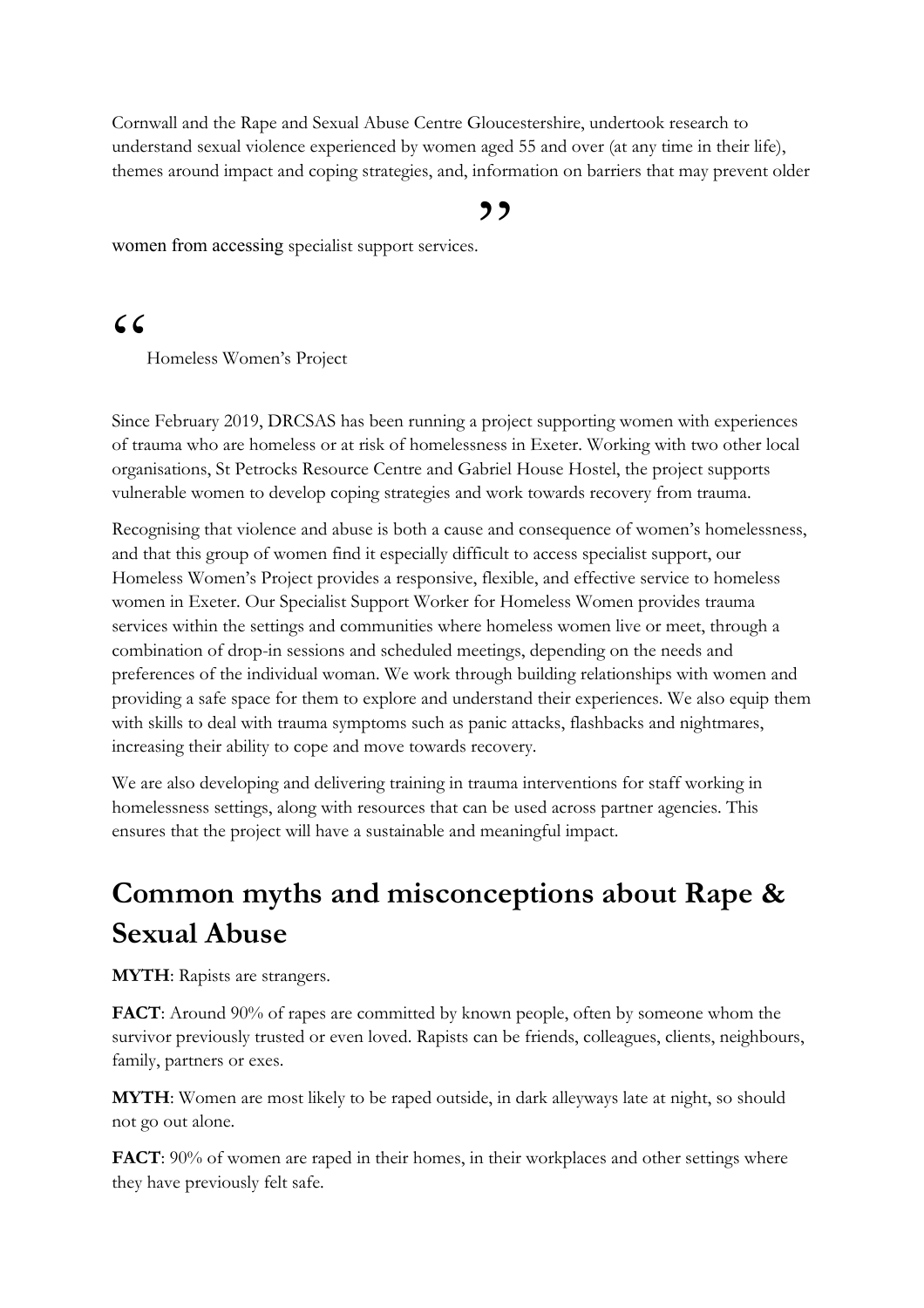Cornwall and the Rape and Sexual Abuse Centre Gloucestershire, undertook research to understand sexual violence experienced by women aged 55 and over (at any time in their life), themes around impact and coping strategies, and, information on barriers that may prevent older

”

women from accessing specialist support services.

“

Homeless Women's Project

Since February 2019, DRCSAS has been running a project supporting women with experiences of trauma who are homeless or at risk of homelessness in Exeter. Working with two other local organisations, St Petrocks Resource Centre and Gabriel House Hostel, the project supports vulnerable women to develop coping strategies and work towards recovery from trauma.

Recognising that violence and abuse is both a cause and consequence of women's homelessness, and that this group of women find it especially difficult to access specialist support, our Homeless Women's Project provides a responsive, flexible, and effective service to homeless women in Exeter. Our Specialist Support Worker for Homeless Women provides trauma services within the settings and communities where homeless women live or meet, through a combination of drop-in sessions and scheduled meetings, depending on the needs and preferences of the individual woman. We work through building relationships with women and providing a safe space for them to explore and understand their experiences. We also equip them with skills to deal with trauma symptoms such as panic attacks, flashbacks and nightmares, increasing their ability to cope and move towards recovery.

We are also developing and delivering training in trauma interventions for staff working in homelessness settings, along with resources that can be used across partner agencies. This ensures that the project will have a sustainable and meaningful impact.

## Common myths and misconceptions about Rape & Sexual Abuse

**MYTH**: Rapists are strangers.

**FACT**: Around 90% of rapes are committed by known people, often by someone whom the survivor previously trusted or even loved. Rapists can be friends, colleagues, clients, neighbours, family, partners or exes.

**MYTH**: Women are most likely to be raped outside, in dark alleyways late at night, so should not go out alone.

**FACT**: 90% of women are raped in their homes, in their workplaces and other settings where they have previously felt safe.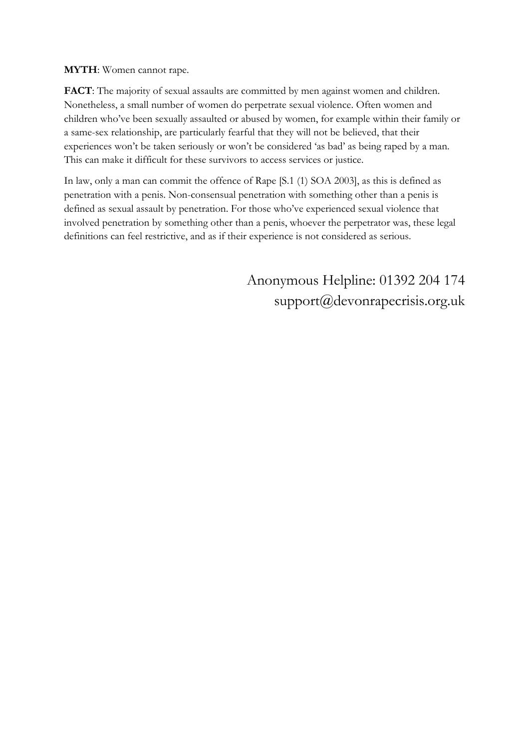**MYTH**: Women cannot rape.

**FACT**: The majority of sexual assaults are committed by men against women and children. Nonetheless, a small number of women do perpetrate sexual violence. Often women and children who've been sexually assaulted or abused by women, for example within their family or a same-sex relationship, are particularly fearful that they will not be believed, that their experiences won't be taken seriously or won't be considered 'as bad' as being raped by a man. This can make it difficult for these survivors to access services or justice.

In law, only a man can commit the offence of Rape [S.1 (1) SOA 2003], as this is defined as penetration with a penis. Non-consensual penetration with something other than a penis is defined as sexual assault by penetration. For those who've experienced sexual violence that involved penetration by something other than a penis, whoever the perpetrator was, these legal definitions can feel restrictive, and as if their experience is not considered as serious.

Anonymous Helpline: 01392 204 174
support@devonrapecrisis.org.uk